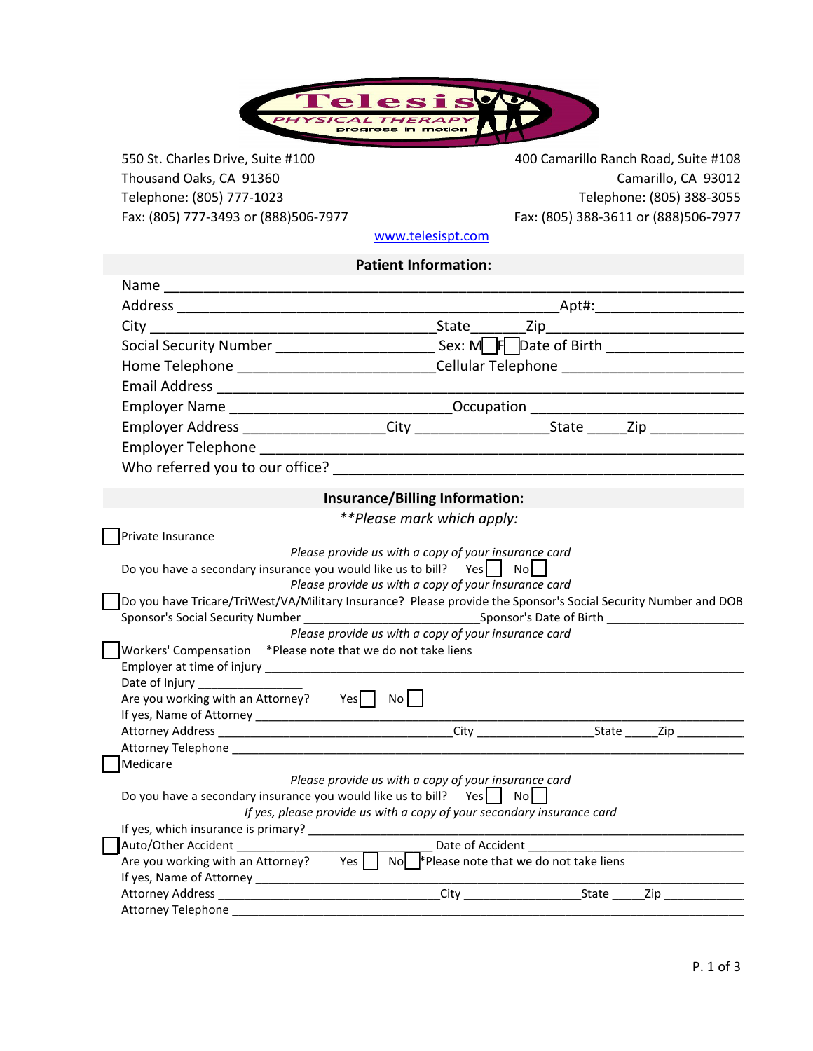# Telesis PHYSICAL THERAPY
progress in motion

550 St. Charles Drive, Suite #100
Thousand Oaks, CA 91360
Telephone: (805) 777-1023
Fax: (805) 777-3493 or (888)506-7977

400 Camarillo Ranch Road, Suite #108
Camarillo, CA 93012
Telephone: (805) 388-3055
Fax: (805) 388-3611 or (888)506-7977

www.telesispt.com

## Patient Information:

Name ______________________________________________________________________

Address _____________________________________________ Apt#: ________________

City ________________________________ State ______ Zip ______________________

Social Security Number __________________ Sex: M ☐ F ☐ Date of Birth ______________

Home Telephone ______________________ Cellular Telephone ______________________

Email Address ______________________________________________________________

Employer Name _________________________ Occupation __________________________

Employer Address ________________ City ________________ State _____ Zip __________

Employer Telephone _________________________________________________________

Who referred you to our office? _________________________________________________

## Insurance/Billing Information:

***Please mark which apply:*

☐ Private Insurance

*Please provide us with a copy of your insurance card*

Do you have a secondary insurance you would like us to bill? Yes ☐ No ☐

*Please provide us with a copy of your insurance card*

☐ Do you have Tricare/TriWest/VA/Military Insurance? Please provide the Sponsor's Social Security Number and DOB

Sponsor's Social Security Number _______________________ Sponsor's Date of Birth __________________

*Please provide us with a copy of your insurance card*

☐ Workers' Compensation *Please note that we do not take liens

Employer at time of injury _____________________________________________________________

Date of Injury ______________

Are you working with an Attorney? Yes ☐ No ☐

If yes, Name of Attorney ______________________________________________________________

Attorney Address ________________________________ City ________________ State _____ Zip __________

Attorney Telephone _________________________________________________________________

☐ Medicare

*Please provide us with a copy of your insurance card*

Do you have a secondary insurance you would like us to bill? Yes ☐ No ☐

*If yes, please provide us with a copy of your secondary insurance card*

If yes, which insurance is primary? _______________________________________________________

☐ Auto/Other Accident _________________________ Date of Accident ___________________________

Are you working with an Attorney? Yes ☐ No ☐ *Please note that we do not take liens

If yes, Name of Attorney ______________________________________________________________

Attorney Address ______________________________ City ________________ State _____ Zip ___________

Attorney Telephone _________________________________________________________________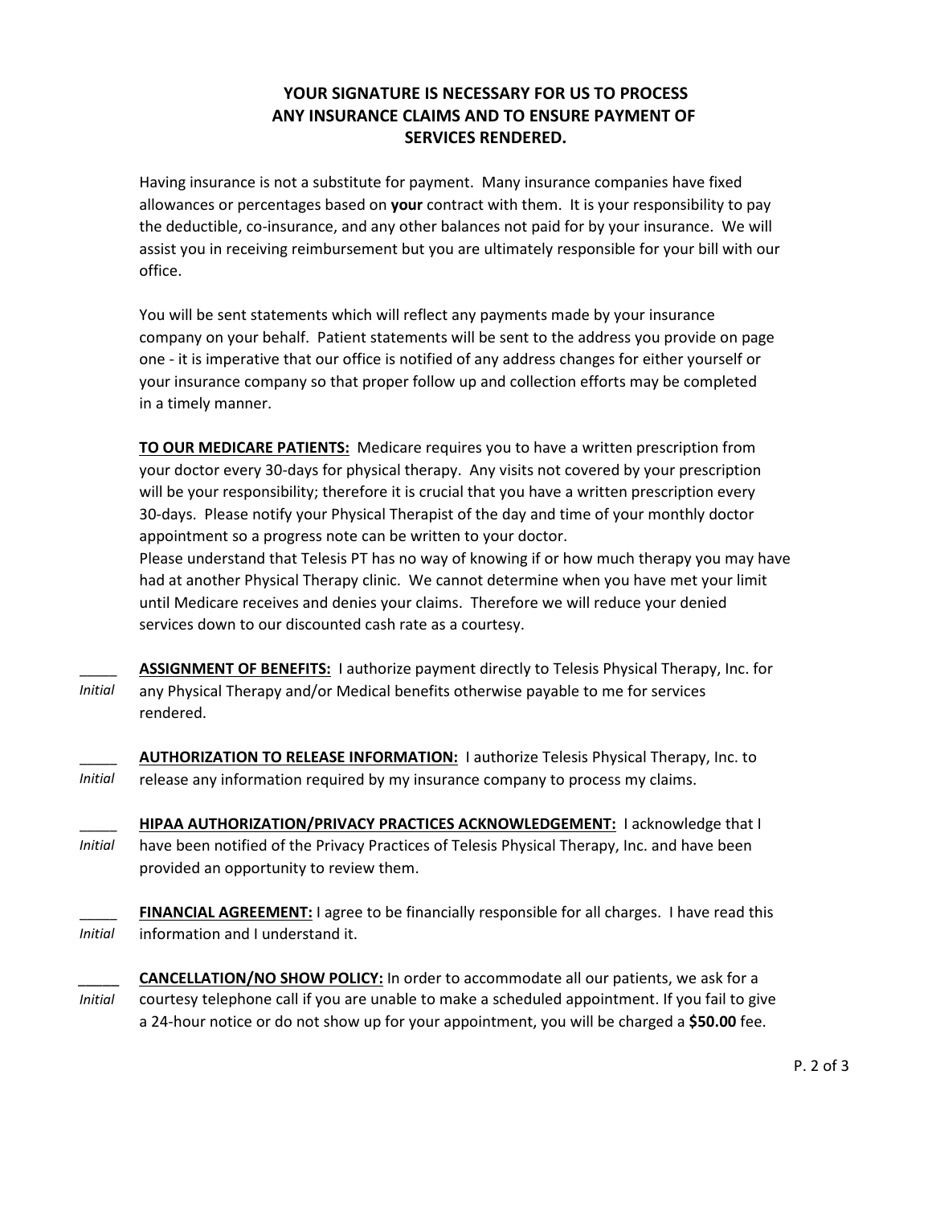**YOUR SIGNATURE IS NECESSARY FOR US TO PROCESS ANY INSURANCE CLAIMS AND TO ENSURE PAYMENT OF SERVICES RENDERED.**

Having insurance is not a substitute for payment. Many insurance companies have fixed allowances or percentages based on **your** contract with them. It is your responsibility to pay the deductible, co-insurance, and any other balances not paid for by your insurance. We will assist you in receiving reimbursement but you are ultimately responsible for your bill with our office.

You will be sent statements which will reflect any payments made by your insurance company on your behalf. Patient statements will be sent to the address you provide on page one - it is imperative that our office is notified of any address changes for either yourself or your insurance company so that proper follow up and collection efforts may be completed in a timely manner.

**TO OUR MEDICARE PATIENTS:** Medicare requires you to have a written prescription from your doctor every 30-days for physical therapy. Any visits not covered by your prescription will be your responsibility; therefore it is crucial that you have a written prescription every 30-days. Please notify your Physical Therapist of the day and time of your monthly doctor appointment so a progress note can be written to your doctor.
Please understand that Telesis PT has no way of knowing if or how much therapy you may have had at another Physical Therapy clinic. We cannot determine when you have met your limit until Medicare receives and denies your claims. Therefore we will reduce your denied services down to our discounted cash rate as a courtesy.

_____ *Initial* **ASSIGNMENT OF BENEFITS:** I authorize payment directly to Telesis Physical Therapy, Inc. for any Physical Therapy and/or Medical benefits otherwise payable to me for services rendered.

_____ *Initial* **AUTHORIZATION TO RELEASE INFORMATION:** I authorize Telesis Physical Therapy, Inc. to release any information required by my insurance company to process my claims.

_____ *Initial* **HIPAA AUTHORIZATION/PRIVACY PRACTICES ACKNOWLEDGEMENT:** I acknowledge that I have been notified of the Privacy Practices of Telesis Physical Therapy, Inc. and have been provided an opportunity to review them.

_____ *Initial* **FINANCIAL AGREEMENT:** I agree to be financially responsible for all charges. I have read this information and I understand it.

_____ *Initial* **CANCELLATION/NO SHOW POLICY:** In order to accommodate all our patients, we ask for a courtesy telephone call if you are unable to make a scheduled appointment. If you fail to give a 24-hour notice or do not show up for your appointment, you will be charged a **$50.00** fee.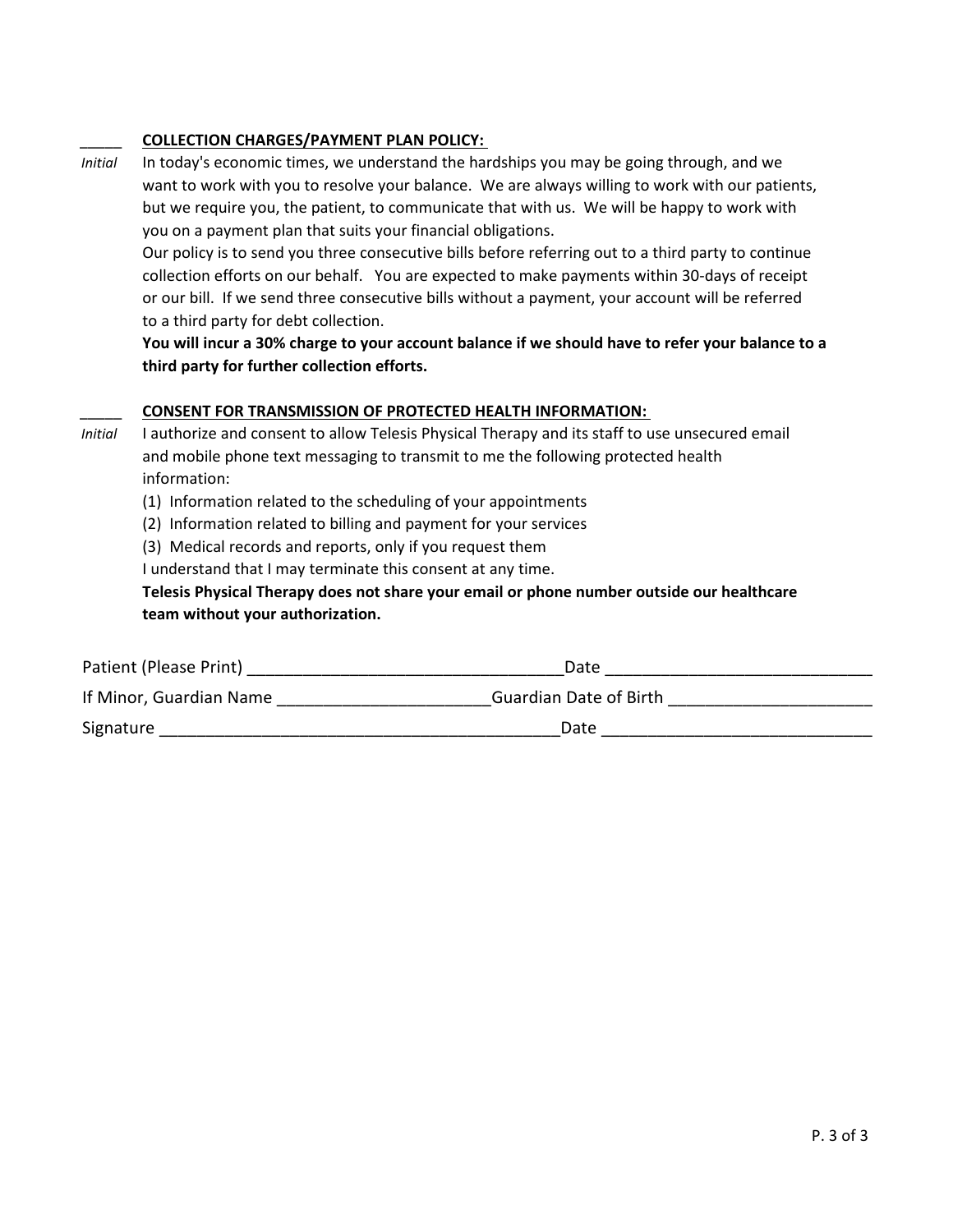_____ **COLLECTION CHARGES/PAYMENT PLAN POLICY:**

*Initial*

In today's economic times, we understand the hardships you may be going through, and we want to work with you to resolve your balance. We are always willing to work with our patients, but we require you, the patient, to communicate that with us. We will be happy to work with you on a payment plan that suits your financial obligations.

Our policy is to send you three consecutive bills before referring out to a third party to continue collection efforts on our behalf. You are expected to make payments within 30-days of receipt or our bill. If we send three consecutive bills without a payment, your account will be referred to a third party for debt collection.

**You will incur a 30% charge to your account balance if we should have to refer your balance to a third party for further collection efforts.**

_____ **CONSENT FOR TRANSMISSION OF PROTECTED HEALTH INFORMATION:**

*Initial*

I authorize and consent to allow Telesis Physical Therapy and its staff to use unsecured email and mobile phone text messaging to transmit to me the following protected health information:

(1) Information related to the scheduling of your appointments
(2) Information related to billing and payment for your services
(3) Medical records and reports, only if you request them

I understand that I may terminate this consent at any time.

**Telesis Physical Therapy does not share your email or phone number outside our healthcare team without your authorization.**

Patient (Please Print) __________________________________ Date ____________________________

If Minor, Guardian Name _______________________ Guardian Date of Birth _____________________

Signature ____________________________________________ Date ____________________________